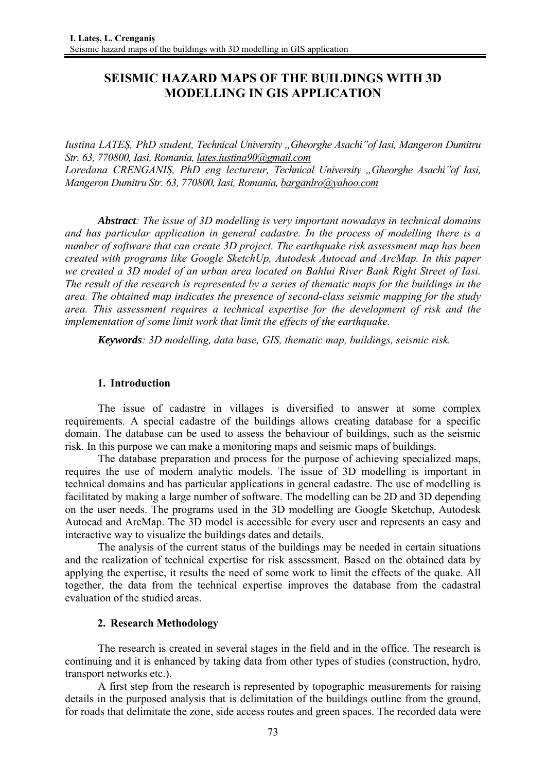# SEISMIC HAZARD MAPS OF THE BUILDINGS WITH 3D MODELLING IN GIS APPLICATION

*Iustina LATEȘ, PhD student, Technical University „Gheorghe Asachi"of Iasi, Mangeron Dumitru Str. 63, 770800, Iasi, Romania, lates.iustina90@gmail.com*
*Loredana CRENGANIȘ, PhD eng lectureur, Technical University „Gheorghe Asachi"of Iasi, Mangeron Dumitru Str. 63, 770800, Iasi, Romania, barganlro@yahoo.com*

***Abstract**: The issue of 3D modelling is very important nowadays in technical domains and has particular application in general cadastre. In the process of modelling there is a number of software that can create 3D project. The earthquake risk assessment map has been created with programs like Google SketchUp, Autodesk Autocad and ArcMap. In this paper we created a 3D model of an urban area located on Bahlui River Bank Right Street of Iasi. The result of the research is represented by a series of thematic maps for the buildings in the area. The obtained map indicates the presence of second-class seismic mapping for the study area. This assessment requires a technical expertise for the development of risk and the implementation of some limit work that limit the effects of the earthquake.*

***Keywords**: 3D modelling, data base, GIS, thematic map, buildings, seismic risk.*

## 1. Introduction

The issue of cadastre in villages is diversified to answer at some complex requirements. A special cadastre of the buildings allows creating database for a specific domain. The database can be used to assess the behaviour of buildings, such as the seismic risk. In this purpose we can make a monitoring maps and seismic maps of buildings.

The database preparation and process for the purpose of achieving specialized maps, requires the use of modern analytic models. The issue of 3D modelling is important in technical domains and has particular applications in general cadastre. The use of modelling is facilitated by making a large number of software. The modelling can be 2D and 3D depending on the user needs. The programs used in the 3D modelling are Google Sketchup, Autodesk Autocad and ArcMap. The 3D model is accessible for every user and represents an easy and interactive way to visualize the buildings dates and details.

The analysis of the current status of the buildings may be needed in certain situations and the realization of technical expertise for risk assessment. Based on the obtained data by applying the expertise, it results the need of some work to limit the effects of the quake. All together, the data from the technical expertise improves the database from the cadastral evaluation of the studied areas.

## 2. Research Methodology

The research is created in several stages in the field and in the office. The research is continuing and it is enhanced by taking data from other types of studies (construction, hydro, transport networks etc.).

A first step from the research is represented by topographic measurements for raising details in the purposed analysis that is delimitation of the buildings outline from the ground, for roads that delimitate the zone, side access routes and green spaces. The recorded data were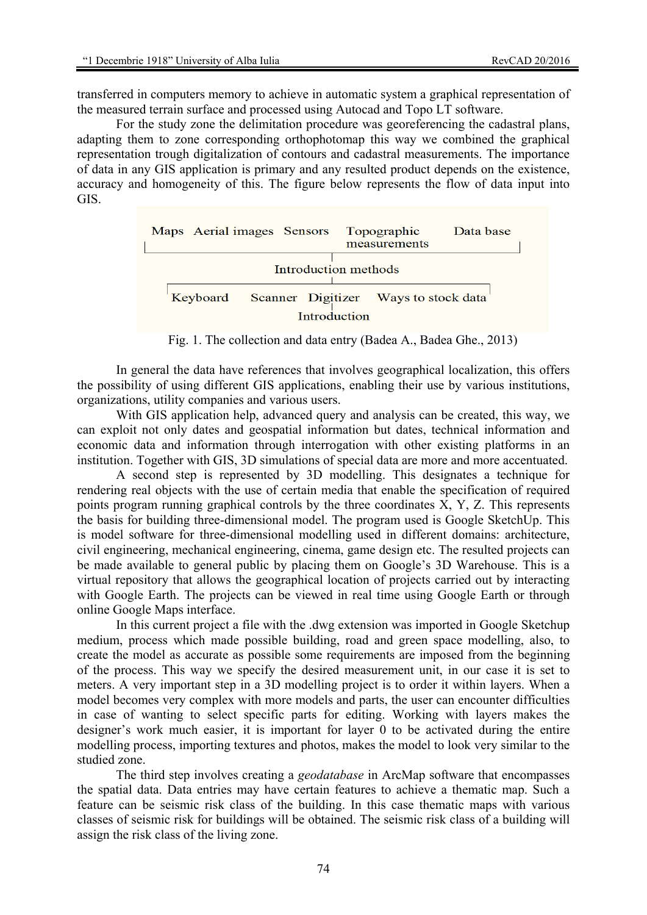transferred in computers memory to achieve in automatic system a graphical representation of the measured terrain surface and processed using Autocad and Topo LT software.

For the study zone the delimitation procedure was georeferencing the cadastral plans, adapting them to zone corresponding orthophotomap this way we combined the graphical representation trough digitalization of contours and cadastral measurements. The importance of data in any GIS application is primary and any resulted product depends on the existence, accuracy and homogeneity of this. The figure below represents the flow of data input into GIS.

Maps Aerial images Sensors Topographic measurements Data base

Introduction methods

Keyboard Scanner Digitizer Ways to stock data

Introduction

Fig. 1. The collection and data entry (Badea A., Badea Ghe., 2013)

In general the data have references that involves geographical localization, this offers the possibility of using different GIS applications, enabling their use by various institutions, organizations, utility companies and various users.

With GIS application help, advanced query and analysis can be created, this way, we can exploit not only dates and geospatial information but dates, technical information and economic data and information through interrogation with other existing platforms in an institution. Together with GIS, 3D simulations of special data are more and more accentuated.

A second step is represented by 3D modelling. This designates a technique for rendering real objects with the use of certain media that enable the specification of required points program running graphical controls by the three coordinates X, Y, Z. This represents the basis for building three-dimensional model. The program used is Google SketchUp. This is model software for three-dimensional modelling used in different domains: architecture, civil engineering, mechanical engineering, cinema, game design etc. The resulted projects can be made available to general public by placing them on Google's 3D Warehouse. This is a virtual repository that allows the geographical location of projects carried out by interacting with Google Earth. The projects can be viewed in real time using Google Earth or through online Google Maps interface.

In this current project a file with the .dwg extension was imported in Google Sketchup medium, process which made possible building, road and green space modelling, also, to create the model as accurate as possible some requirements are imposed from the beginning of the process. This way we specify the desired measurement unit, in our case it is set to meters. A very important step in a 3D modelling project is to order it within layers. When a model becomes very complex with more models and parts, the user can encounter difficulties in case of wanting to select specific parts for editing. Working with layers makes the designer's work much easier, it is important for layer 0 to be activated during the entire modelling process, importing textures and photos, makes the model to look very similar to the studied zone.

The third step involves creating a *geodatabase* in ArcMap software that encompasses the spatial data. Data entries may have certain features to achieve a thematic map. Such a feature can be seismic risk class of the building. In this case thematic maps with various classes of seismic risk for buildings will be obtained. The seismic risk class of a building will assign the risk class of the living zone.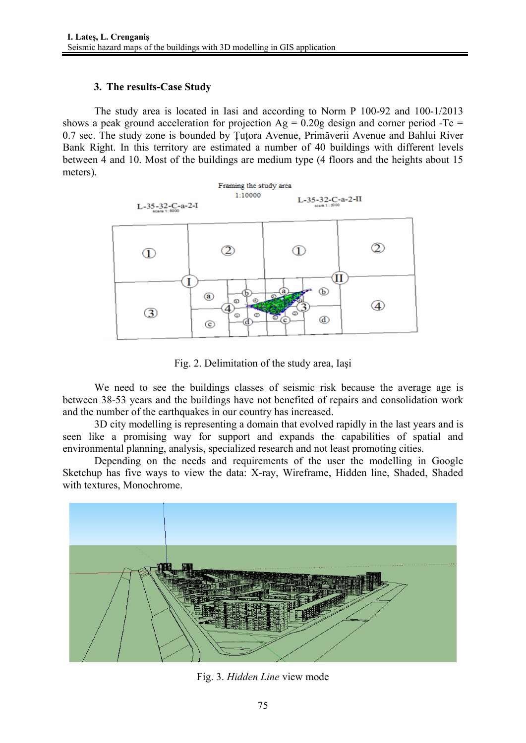## 3. The results-Case Study

The study area is located in Iasi and according to Norm P 100-92 and 100-1/2013 shows a peak ground acceleration for projection Ag = 0.20g design and corner period -Tc = 0.7 sec. The study zone is bounded by Țuțora Avenue, Primăverii Avenue and Bahlui River Bank Right. In this territory are estimated a number of 40 buildings with different levels between 4 and 10. Most of the buildings are medium type (4 floors and the heights about 15 meters).

Fig. 2. Delimitation of the study area, Iaşi

We need to see the buildings classes of seismic risk because the average age is between 38-53 years and the buildings have not benefited of repairs and consolidation work and the number of the earthquakes in our country has increased.

3D city modelling is representing a domain that evolved rapidly in the last years and is seen like a promising way for support and expands the capabilities of spatial and environmental planning, analysis, specialized research and not least promoting cities.

Depending on the needs and requirements of the user the modelling in Google Sketchup has five ways to view the data: X-ray, Wireframe, Hidden line, Shaded, Shaded with textures, Monochrome.

Fig. 3. *Hidden Line* view mode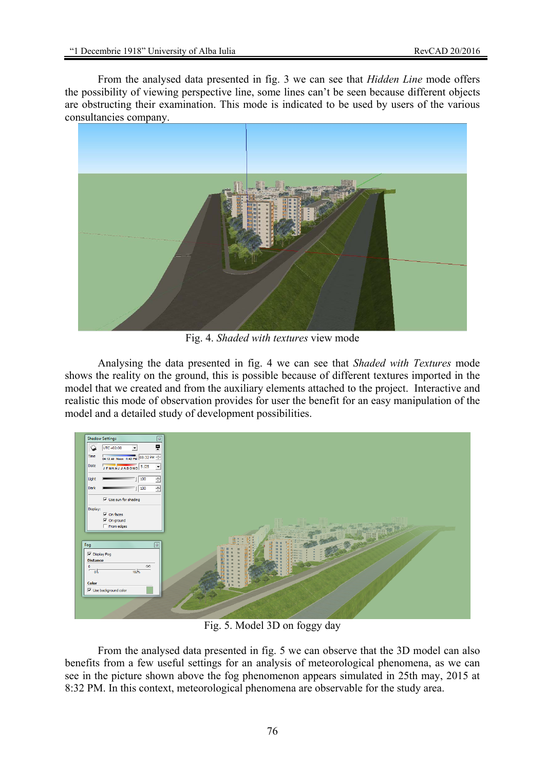From the analysed data presented in fig. 3 we can see that *Hidden Line* mode offers the possibility of viewing perspective line, some lines can't be seen because different objects are obstructing their examination. This mode is indicated to be used by users of the various consultancies company.

Fig. 4. *Shaded with textures* view mode

Analysing the data presented in fig. 4 we can see that *Shaded with Textures* mode shows the reality on the ground, this is possible because of different textures imported in the model that we created and from the auxiliary elements attached to the project. Interactive and realistic this mode of observation provides for user the benefit for an easy manipulation of the model and a detailed study of development possibilities.

Fig. 5. Model 3D on foggy day

From the analysed data presented in fig. 5 we can observe that the 3D model can also benefits from a few useful settings for an analysis of meteorological phenomena, as we can see in the picture shown above the fog phenomenon appears simulated in 25th may, 2015 at 8:32 PM. In this context, meteorological phenomena are observable for the study area.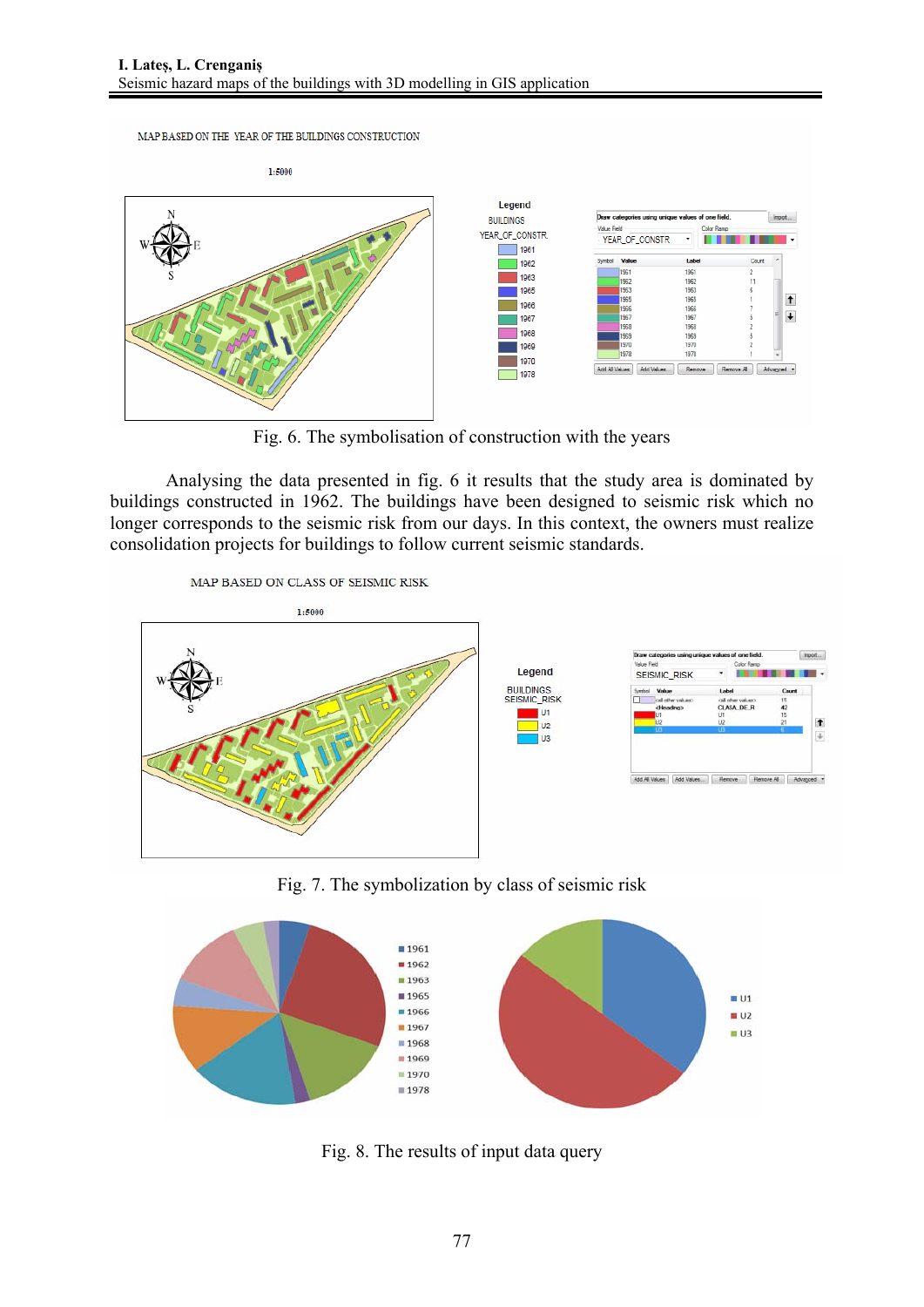MAP BASED ON THE YEAR OF THE BUILDINGS CONSTRUCTION

1:5000

Fig. 6. The symbolisation of construction with the years

Analysing the data presented in fig. 6 it results that the study area is dominated by buildings constructed in 1962. The buildings have been designed to seismic risk which no longer corresponds to the seismic risk from our days. In this context, the owners must realize consolidation projects for buildings to follow current seismic standards.

MAP BASED ON CLASS OF SEISMIC RISK

1:5000

Fig. 7. The symbolization by class of seismic risk

Fig. 8. The results of input data query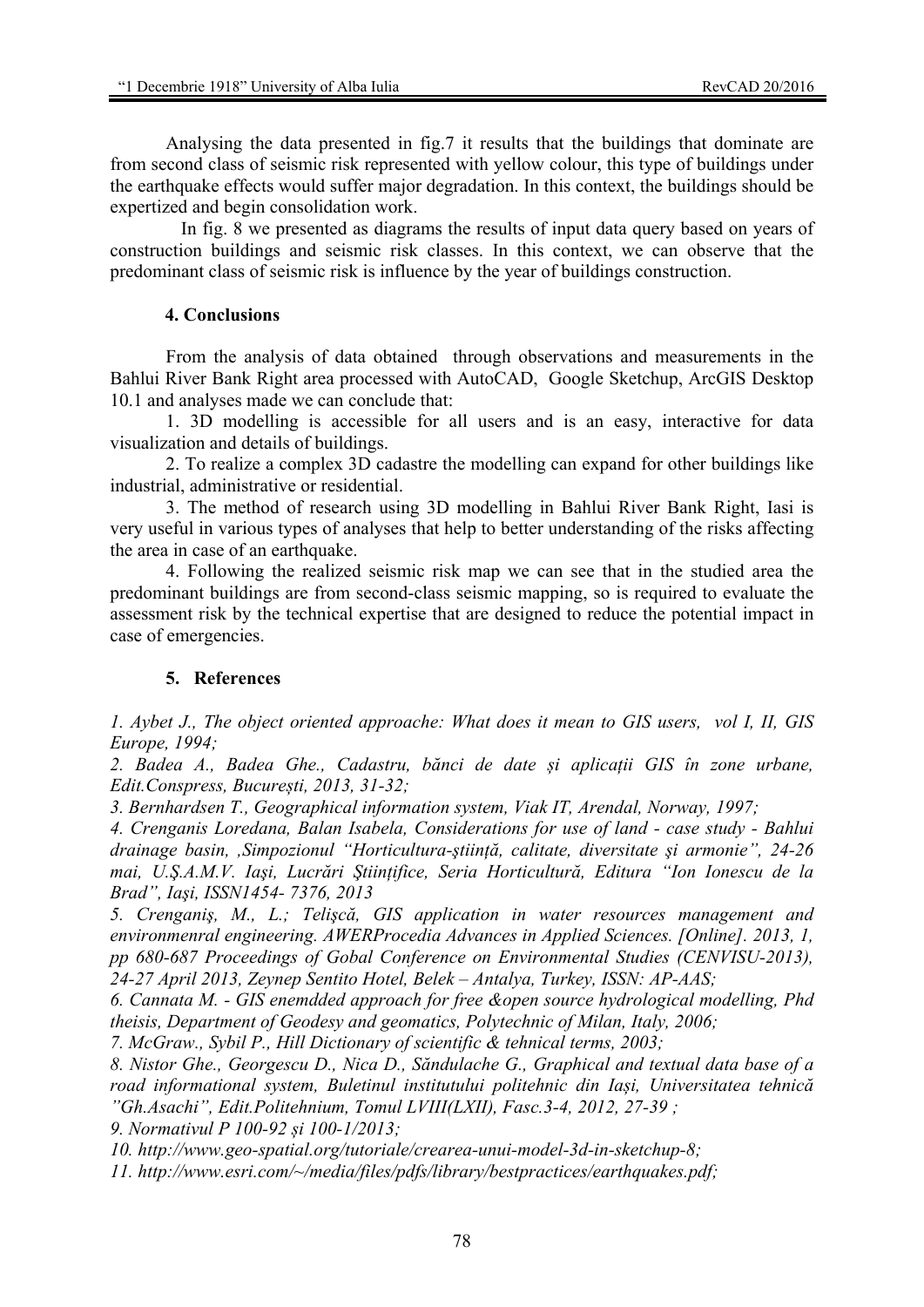Analysing the data presented in fig.7 it results that the buildings that dominate are from second class of seismic risk represented with yellow colour, this type of buildings under the earthquake effects would suffer major degradation. In this context, the buildings should be expertized and begin consolidation work.

In fig. 8 we presented as diagrams the results of input data query based on years of construction buildings and seismic risk classes. In this context, we can observe that the predominant class of seismic risk is influence by the year of buildings construction.

## 4. Conclusions

From the analysis of data obtained through observations and measurements in the Bahlui River Bank Right area processed with AutoCAD, Google Sketchup, ArcGIS Desktop 10.1 and analyses made we can conclude that:

1. 3D modelling is accessible for all users and is an easy, interactive for data visualization and details of buildings.

2. To realize a complex 3D cadastre the modelling can expand for other buildings like industrial, administrative or residential.

3. The method of research using 3D modelling in Bahlui River Bank Right, Iasi is very useful in various types of analyses that help to better understanding of the risks affecting the area in case of an earthquake.

4. Following the realized seismic risk map we can see that in the studied area the predominant buildings are from second-class seismic mapping, so is required to evaluate the assessment risk by the technical expertise that are designed to reduce the potential impact in case of emergencies.

## 5. References

*1. Aybet J., The object oriented approache: What does it mean to GIS users, vol I, II, GIS Europe, 1994;*

*2. Badea A., Badea Ghe., Cadastru, bănci de date și aplicații GIS în zone urbane, Edit.Conspress, București, 2013, 31-32;*

*3. Bernhardsen T., Geographical information system, Viak IT, Arendal, Norway, 1997;*

*4. Crenganis Loredana, Balan Isabela, Considerations for use of land - case study - Bahlui drainage basin, ,Simpozionul "Horticultura-ştiinţă, calitate, diversitate şi armonie", 24-26 mai, U.Ş.A.M.V. Iaşi, Lucrări Ştiinţifice, Seria Horticultură, Editura "Ion Ionescu de la Brad", Iaşi, ISSN1454- 7376, 2013*

*5. Crenganiş, M., L.; Telişcă, GIS application in water resources management and environmenral engineering. AWERProcedia Advances in Applied Sciences. [Online]. 2013, 1, pp 680-687 Proceedings of Gobal Conference on Environmental Studies (CENVISU-2013), 24-27 April 2013, Zeynep Sentito Hotel, Belek – Antalya, Turkey, ISSN: AP-AAS;*

*6. Cannata M. - GIS enemdded approach for free &open source hydrological modelling, Phd theisis, Department of Geodesy and geomatics, Polytechnic of Milan, Italy, 2006;*

*7. McGraw., Sybil P., Hill Dictionary of scientific & tehnical terms, 2003;*

*8. Nistor Ghe., Georgescu D., Nica D., Săndulache G., Graphical and textual data base of a road informational system, Buletinul institutului politehnic din Iași, Universitatea tehnică "Gh.Asachi", Edit.Politehnium, Tomul LVIII(LXII), Fasc.3-4, 2012, 27-39 ;*

*9. Normativul P 100-92 și 100-1/2013;*

*10. http://www.geo-spatial.org/tutoriale/crearea-unui-model-3d-in-sketchup-8;*

*11. http://www.esri.com/~/media/files/pdfs/library/bestpractices/earthquakes.pdf;*